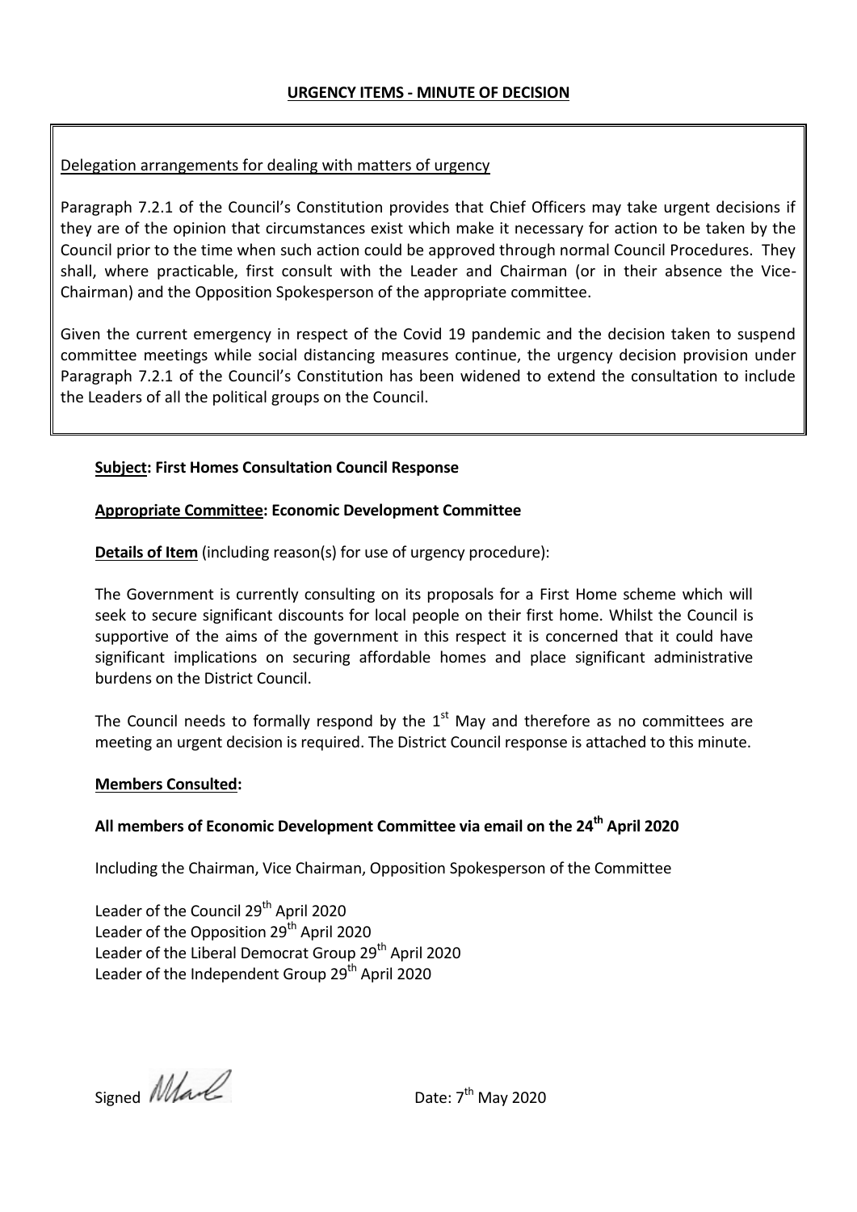## URGENCY ITEMS - MINUTE OF DECISION

Delegation arrangements for dealing with matters of urgency

Paragraph 7.2.1 of the Council's Constitution provides that Chief Officers may take urgent decisions if they are of the opinion that circumstances exist which make it necessary for action to be taken by the Council prior to the time when such action could be approved through normal Council Procedures. They shall, where practicable, first consult with the Leader and Chairman (or in their absence the Vice-Chairman) and the Opposition Spokesperson of the appropriate committee.

Given the current emergency in respect of the Covid 19 pandemic and the decision taken to suspend committee meetings while social distancing measures continue, the urgency decision provision under Paragraph 7.2.1 of the Council's Constitution has been widened to extend the consultation to include the Leaders of all the political groups on the Council.

**Subject: First Homes Consultation Council Response**

**Appropriate Committee: Economic Development Committee**

**Details of Item** (including reason(s) for use of urgency procedure):

The Government is currently consulting on its proposals for a First Home scheme which will seek to secure significant discounts for local people on their first home. Whilst the Council is supportive of the aims of the government in this respect it is concerned that it could have significant implications on securing affordable homes and place significant administrative burdens on the District Council.

The Council needs to formally respond by the 1st May and therefore as no committees are meeting an urgent decision is required. The District Council response is attached to this minute.

**Members Consulted:**

**All members of Economic Development Committee via email on the 24th April 2020**

Including the Chairman, Vice Chairman, Opposition Spokesperson of the Committee

Leader of the Council 29th April 2020
Leader of the Opposition 29th April 2020
Leader of the Liberal Democrat Group 29th April 2020
Leader of the Independent Group 29th April 2020

Signed [signature] Date: 7th May 2020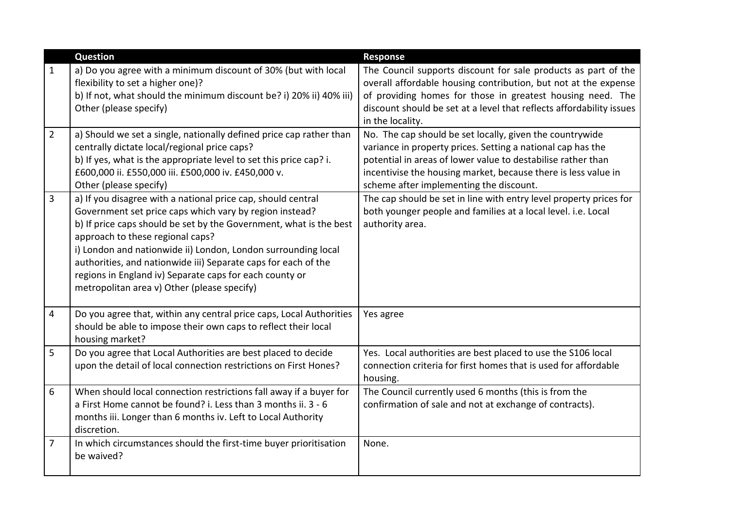|  | Question | Response |
|---|---|---|
| 1 | a) Do you agree with a minimum discount of 30% (but with local flexibility to set a higher one)?<br>b) If not, what should the minimum discount be? i) 20% ii) 40% iii) Other (please specify) | The Council supports discount for sale products as part of the overall affordable housing contribution, but not at the expense of providing homes for those in greatest housing need. The discount should be set at a level that reflects affordability issues in the locality. |
| 2 | a) Should we set a single, nationally defined price cap rather than centrally dictate local/regional price caps?<br>b) If yes, what is the appropriate level to set this price cap? i. £600,000 ii. £550,000 iii. £500,000 iv. £450,000 v. Other (please specify) | No. The cap should be set locally, given the countrywide variance in property prices. Setting a national cap has the potential in areas of lower value to destabilise rather than incentivise the housing market, because there is less value in scheme after implementing the discount. |
| 3 | a) If you disagree with a national price cap, should central Government set price caps which vary by region instead?<br>b) If price caps should be set by the Government, what is the best approach to these regional caps?<br>i) London and nationwide ii) London, London surrounding local authorities, and nationwide iii) Separate caps for each of the regions in England iv) Separate caps for each county or metropolitan area v) Other (please specify) | The cap should be set in line with entry level property prices for both younger people and families at a local level. i.e. Local authority area. |
| 4 | Do you agree that, within any central price caps, Local Authorities should be able to impose their own caps to reflect their local housing market? | Yes agree |
| 5 | Do you agree that Local Authorities are best placed to decide upon the detail of local connection restrictions on First Hones? | Yes. Local authorities are best placed to use the S106 local connection criteria for first homes that is used for affordable housing. |
| 6 | When should local connection restrictions fall away if a buyer for a First Home cannot be found? i. Less than 3 months ii. 3 - 6 months iii. Longer than 6 months iv. Left to Local Authority discretion. | The Council currently used 6 months (this is from the confirmation of sale and not at exchange of contracts). |
| 7 | In which circumstances should the first-time buyer prioritisation be waived? | None. |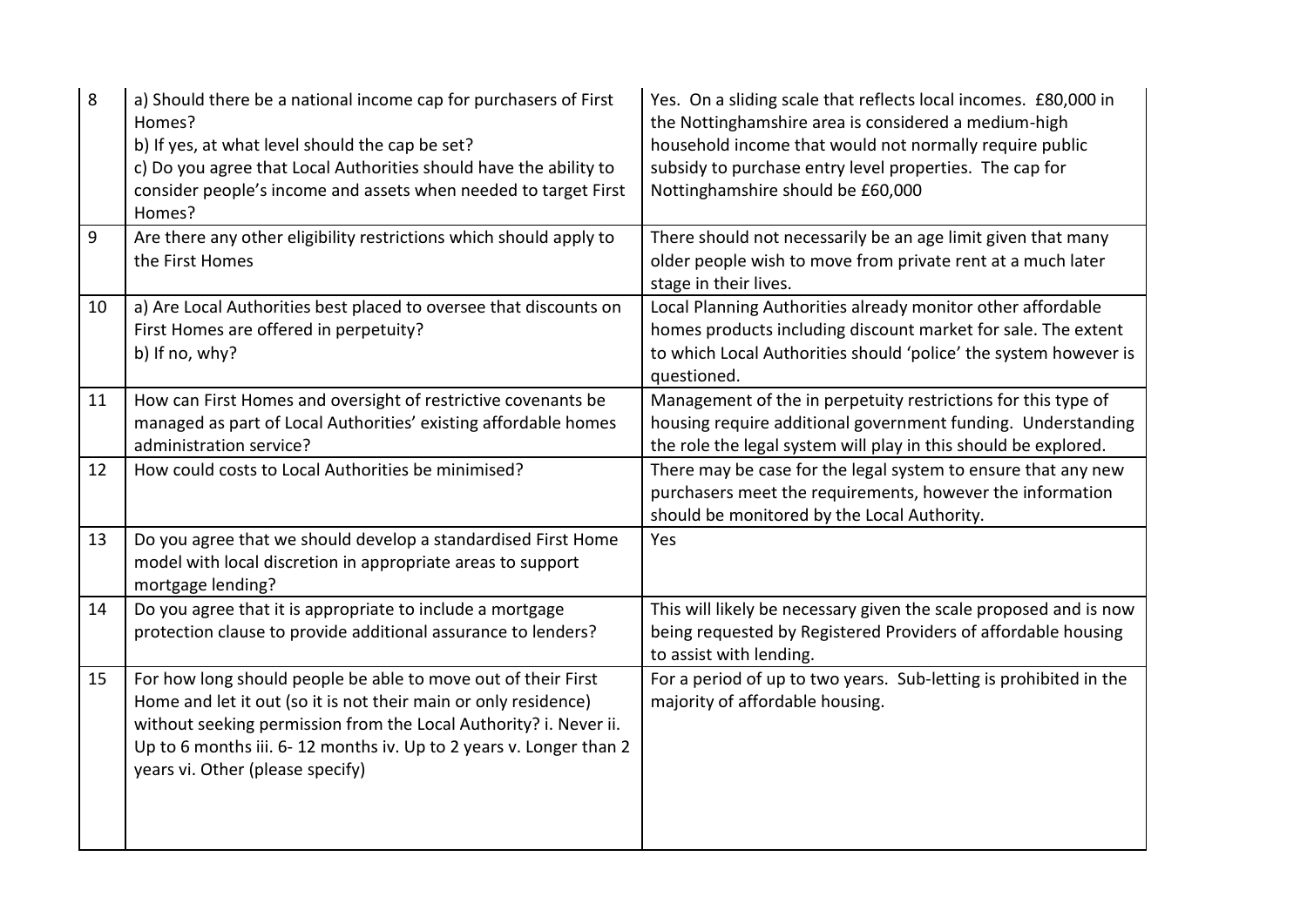| | | |
|---|---|---|
| 8 | a) Should there be a national income cap for purchasers of First Homes?<br>b) If yes, at what level should the cap be set?<br>c) Do you agree that Local Authorities should have the ability to consider people's income and assets when needed to target First Homes? | Yes. On a sliding scale that reflects local incomes. £80,000 in the Nottinghamshire area is considered a medium-high household income that would not normally require public subsidy to purchase entry level properties. The cap for Nottinghamshire should be £60,000 |
| 9 | Are there any other eligibility restrictions which should apply to the First Homes | There should not necessarily be an age limit given that many older people wish to move from private rent at a much later stage in their lives. |
| 10 | a) Are Local Authorities best placed to oversee that discounts on First Homes are offered in perpetuity?<br>b) If no, why? | Local Planning Authorities already monitor other affordable homes products including discount market for sale. The extent to which Local Authorities should 'police' the system however is questioned. |
| 11 | How can First Homes and oversight of restrictive covenants be managed as part of Local Authorities' existing affordable homes administration service? | Management of the in perpetuity restrictions for this type of housing require additional government funding. Understanding the role the legal system will play in this should be explored. |
| 12 | How could costs to Local Authorities be minimised? | There may be case for the legal system to ensure that any new purchasers meet the requirements, however the information should be monitored by the Local Authority. |
| 13 | Do you agree that we should develop a standardised First Home model with local discretion in appropriate areas to support mortgage lending? | Yes |
| 14 | Do you agree that it is appropriate to include a mortgage protection clause to provide additional assurance to lenders? | This will likely be necessary given the scale proposed and is now being requested by Registered Providers of affordable housing to assist with lending. |
| 15 | For how long should people be able to move out of their First Home and let it out (so it is not their main or only residence) without seeking permission from the Local Authority? i. Never ii. Up to 6 months iii. 6- 12 months iv. Up to 2 years v. Longer than 2 years vi. Other (please specify) | For a period of up to two years. Sub-letting is prohibited in the majority of affordable housing. |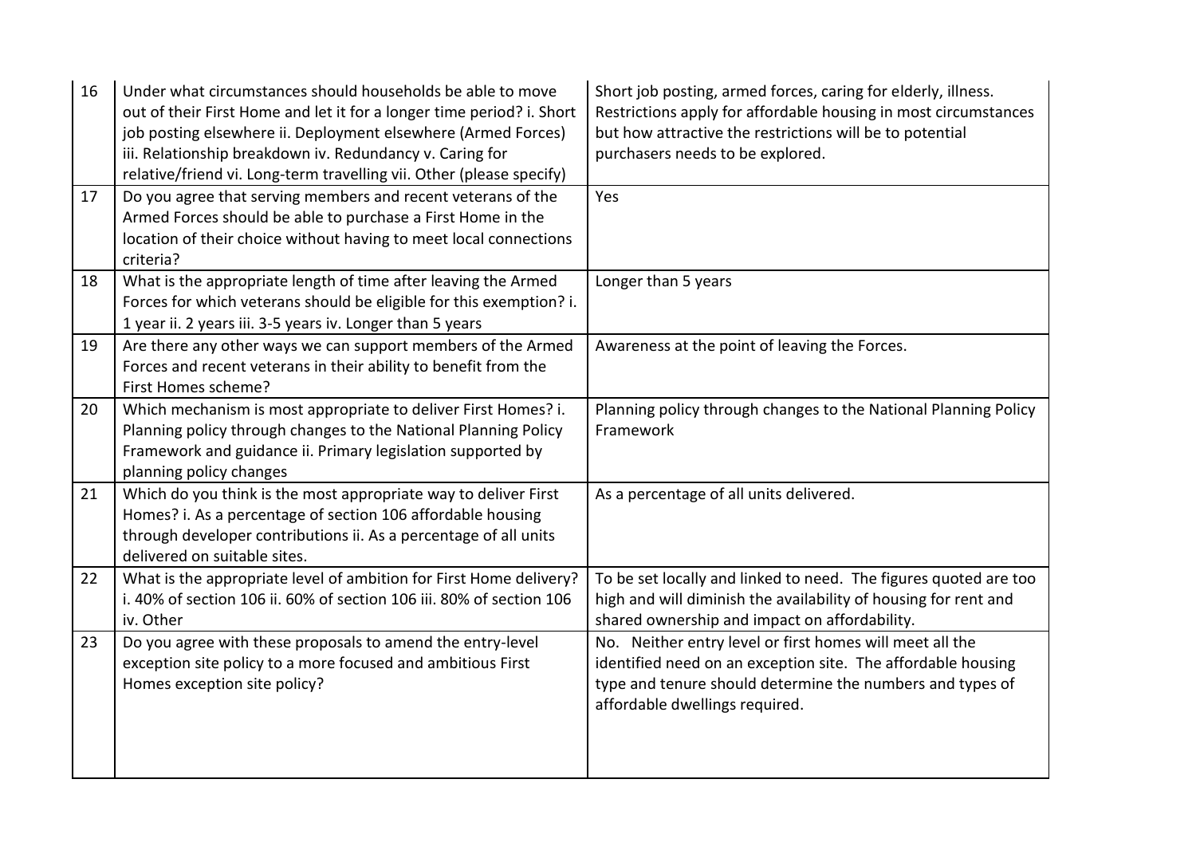| | | |
|---|---|---|
| 16 | Under what circumstances should households be able to move out of their First Home and let it for a longer time period? i. Short job posting elsewhere ii. Deployment elsewhere (Armed Forces) iii. Relationship breakdown iv. Redundancy v. Caring for relative/friend vi. Long-term travelling vii. Other (please specify) | Short job posting, armed forces, caring for elderly, illness. Restrictions apply for affordable housing in most circumstances but how attractive the restrictions will be to potential purchasers needs to be explored. |
| 17 | Do you agree that serving members and recent veterans of the Armed Forces should be able to purchase a First Home in the location of their choice without having to meet local connections criteria? | Yes |
| 18 | What is the appropriate length of time after leaving the Armed Forces for which veterans should be eligible for this exemption? i. 1 year ii. 2 years iii. 3-5 years iv. Longer than 5 years | Longer than 5 years |
| 19 | Are there any other ways we can support members of the Armed Forces and recent veterans in their ability to benefit from the First Homes scheme? | Awareness at the point of leaving the Forces. |
| 20 | Which mechanism is most appropriate to deliver First Homes? i. Planning policy through changes to the National Planning Policy Framework and guidance ii. Primary legislation supported by planning policy changes | Planning policy through changes to the National Planning Policy Framework |
| 21 | Which do you think is the most appropriate way to deliver First Homes? i. As a percentage of section 106 affordable housing through developer contributions ii. As a percentage of all units delivered on suitable sites. | As a percentage of all units delivered. |
| 22 | What is the appropriate level of ambition for First Home delivery? i. 40% of section 106 ii. 60% of section 106 iii. 80% of section 106 iv. Other | To be set locally and linked to need. The figures quoted are too high and will diminish the availability of housing for rent and shared ownership and impact on affordability. |
| 23 | Do you agree with these proposals to amend the entry-level exception site policy to a more focused and ambitious First Homes exception site policy? | No. Neither entry level or first homes will meet all the identified need on an exception site. The affordable housing type and tenure should determine the numbers and types of affordable dwellings required. |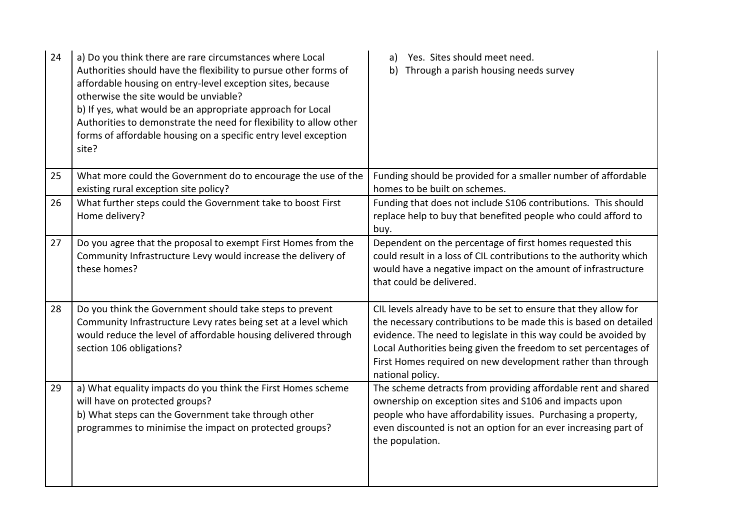| 24 | a) Do you think there are rare circumstances where Local Authorities should have the flexibility to pursue other forms of affordable housing on entry-level exception sites, because otherwise the site would be unviable?<br>b) If yes, what would be an appropriate approach for Local Authorities to demonstrate the need for flexibility to allow other forms of affordable housing on a specific entry level exception site? | a) Yes. Sites should meet need.<br>b) Through a parish housing needs survey |
|---|---|---|
| 25 | What more could the Government do to encourage the use of the existing rural exception site policy? | Funding should be provided for a smaller number of affordable homes to be built on schemes. |
| 26 | What further steps could the Government take to boost First Home delivery? | Funding that does not include S106 contributions. This should replace help to buy that benefited people who could afford to buy. |
| 27 | Do you agree that the proposal to exempt First Homes from the Community Infrastructure Levy would increase the delivery of these homes? | Dependent on the percentage of first homes requested this could result in a loss of CIL contributions to the authority which would have a negative impact on the amount of infrastructure that could be delivered. |
| 28 | Do you think the Government should take steps to prevent Community Infrastructure Levy rates being set at a level which would reduce the level of affordable housing delivered through section 106 obligations? | CIL levels already have to be set to ensure that they allow for the necessary contributions to be made this is based on detailed evidence. The need to legislate in this way could be avoided by Local Authorities being given the freedom to set percentages of First Homes required on new development rather than through national policy. |
| 29 | a) What equality impacts do you think the First Homes scheme will have on protected groups?<br>b) What steps can the Government take through other programmes to minimise the impact on protected groups? | The scheme detracts from providing affordable rent and shared ownership on exception sites and S106 and impacts upon people who have affordability issues. Purchasing a property, even discounted is not an option for an ever increasing part of the population. |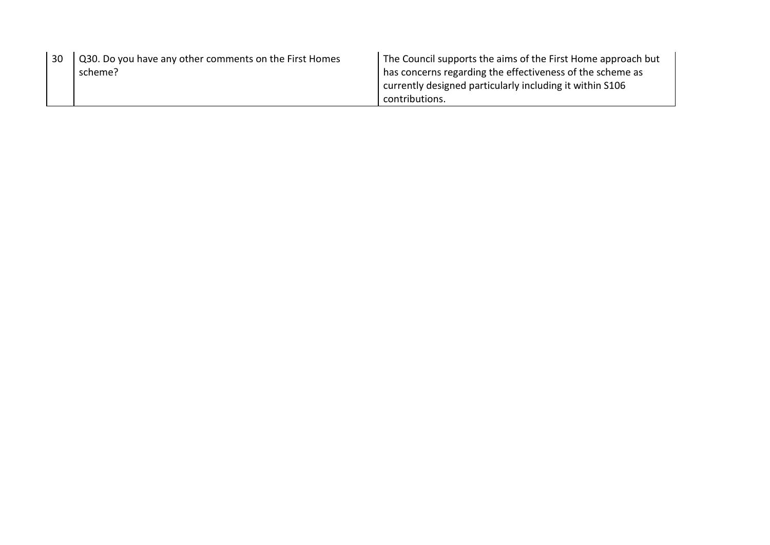| | | |
|---|---|---|
| 30 | Q30. Do you have any other comments on the First Homes scheme? | The Council supports the aims of the First Home approach but has concerns regarding the effectiveness of the scheme as currently designed particularly including it within S106 contributions. |